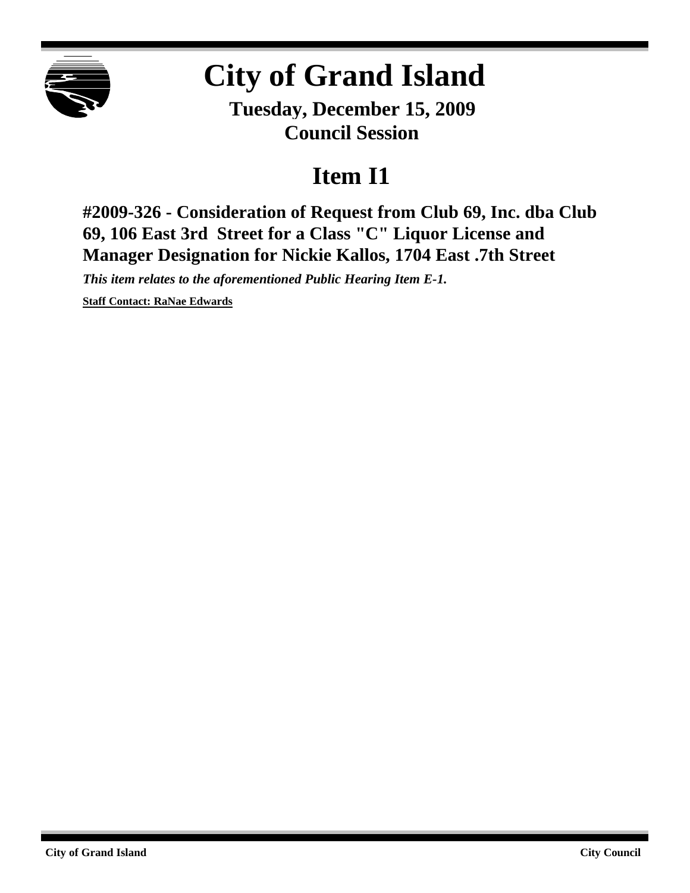# City of Grand Island

**Tuesday, December 15, 2009**
**Council Session**

# Item I1

## #2009-326 - Consideration of Request from Club 69, Inc. dba Club 69, 106 East 3rd Street for a Class "C" Liquor License and Manager Designation for Nickie Kallos, 1704 East .7th Street

***This item relates to the aforementioned Public Hearing Item E-1.***

**Staff Contact: RaNae Edwards**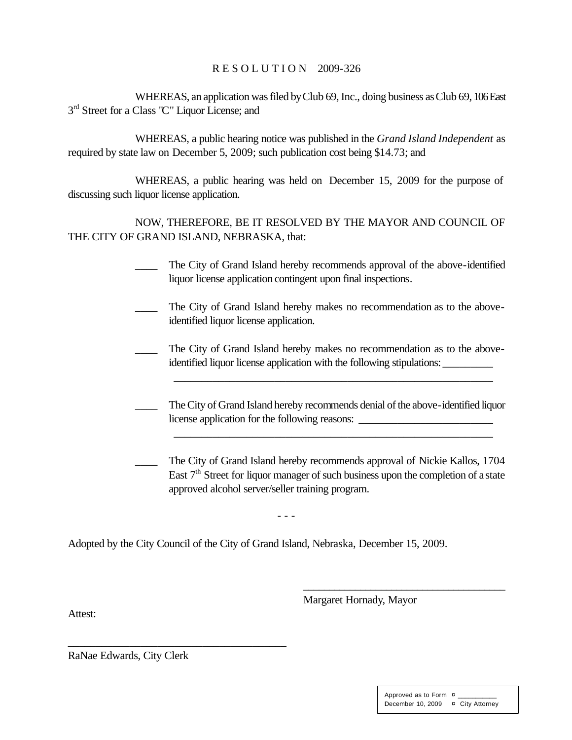R E S O L U T I O N 2009-326

WHEREAS, an application was filed by Club 69, Inc., doing business as Club 69, 106 East 3rd Street for a Class "C" Liquor License; and

WHEREAS, a public hearing notice was published in the *Grand Island Independent* as required by state law on December 5, 2009; such publication cost being $14.73; and

WHEREAS, a public hearing was held on December 15, 2009 for the purpose of discussing such liquor license application.

NOW, THEREFORE, BE IT RESOLVED BY THE MAYOR AND COUNCIL OF THE CITY OF GRAND ISLAND, NEBRASKA, that:

____ The City of Grand Island hereby recommends approval of the above-identified liquor license application contingent upon final inspections.

____ The City of Grand Island hereby makes no recommendation as to the above-identified liquor license application.

____ The City of Grand Island hereby makes no recommendation as to the above-identified liquor license application with the following stipulations: _________
_____________________________________________________________

____ The City of Grand Island hereby recommends denial of the above-identified liquor license application for the following reasons: ________________________
_____________________________________________________________

____ The City of Grand Island hereby recommends approval of Nickie Kallos, 1704 East 7th Street for liquor manager of such business upon the completion of a state approved alcohol server/seller training program.

- - -

Adopted by the City Council of the City of Grand Island, Nebraska, December 15, 2009.

_____________________________________
Margaret Hornady, Mayor

Attest:

_____________________________________
RaNae Edwards, City Clerk

Approved as to Form ¤ __________
December 10, 2009 ¤ City Attorney